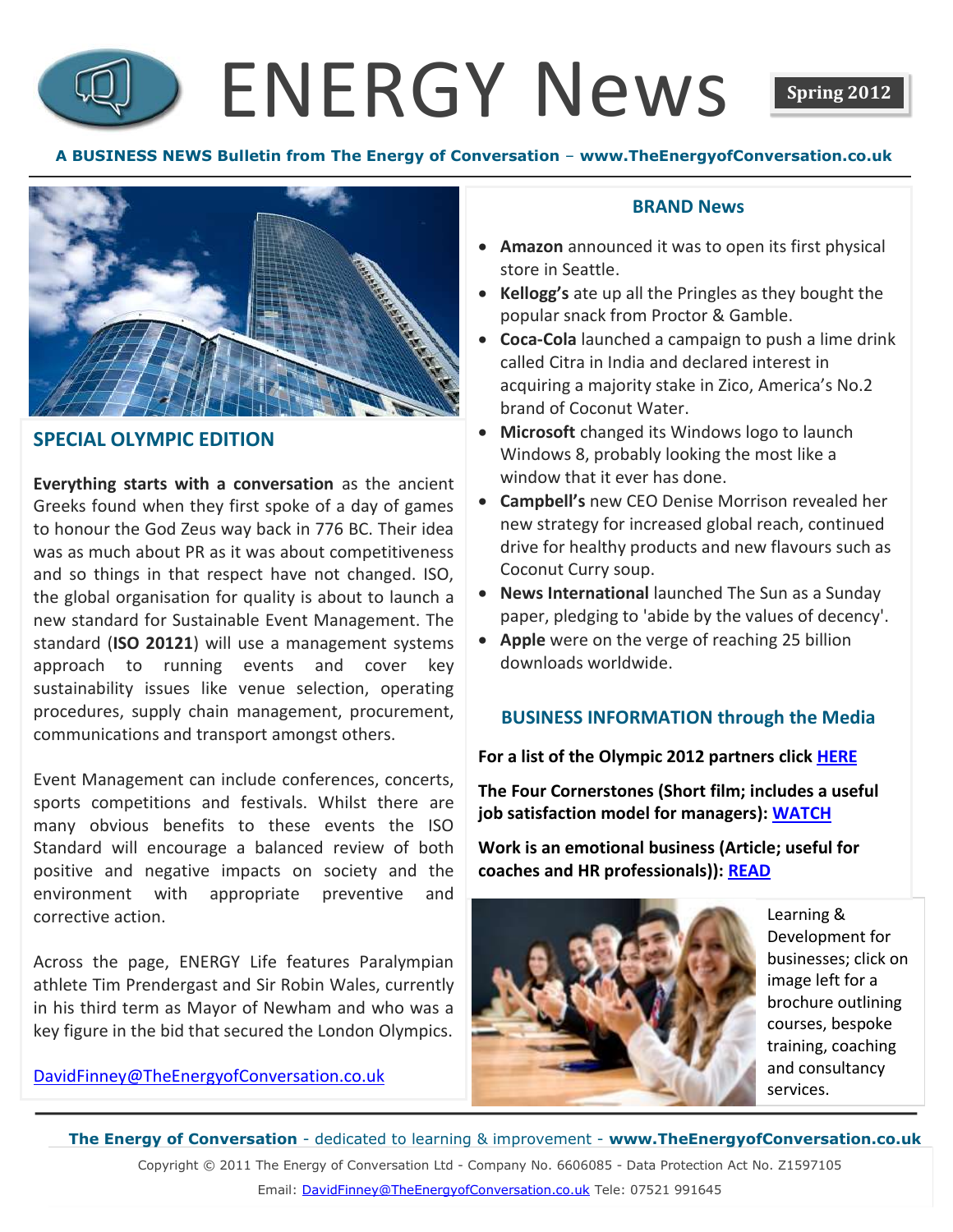# ENERGY News

**Spring 2012**

**A BUSINESS NEWS Bulletin from The Energy of Conversation – www.TheEnergyofConversation.co.uk**

## SPECIAL OLYMPIC EDITION

**Everything starts with a conversation** as the ancient Greeks found when they first spoke of a day of games to honour the God Zeus way back in 776 BC. Their idea was as much about PR as it was about competitiveness and so things in that respect have not changed. ISO, the global organisation for quality is about to launch a new standard for Sustainable Event Management. The standard (**ISO 20121**) will use a management systems approach to running events and cover key sustainability issues like venue selection, operating procedures, supply chain management, procurement, communications and transport amongst others.

Event Management can include conferences, concerts, sports competitions and festivals. Whilst there are many obvious benefits to these events the ISO Standard will encourage a balanced review of both positive and negative impacts on society and the environment with appropriate preventive and corrective action.

Across the page, ENERGY Life features Paralympian athlete Tim Prendergast and Sir Robin Wales, currently in his third term as Mayor of Newham and who was a key figure in the bid that secured the London Olympics.

DavidFinney@TheEnergyofConversation.co.uk

## BRAND News

- **Amazon** announced it was to open its first physical store in Seattle.
- **Kellogg's** ate up all the Pringles as they bought the popular snack from Proctor & Gamble.
- **Coca-Cola** launched a campaign to push a lime drink called Citra in India and declared interest in acquiring a majority stake in Zico, America's No.2 brand of Coconut Water.
- **Microsoft** changed its Windows logo to launch Windows 8, probably looking the most like a window that it ever has done.
- **Campbell's** new CEO Denise Morrison revealed her new strategy for increased global reach, continued drive for healthy products and new flavours such as Coconut Curry soup.
- **News International** launched The Sun as a Sunday paper, pledging to 'abide by the values of decency'.
- **Apple** were on the verge of reaching 25 billion downloads worldwide.

## BUSINESS INFORMATION through the Media

**For a list of the Olympic 2012 partners click HERE**

**The Four Cornerstones (Short film; includes a useful job satisfaction model for managers): WATCH**

**Work is an emotional business (Article; useful for coaches and HR professionals)): READ**

Learning & Development for businesses; click on image left for a brochure outlining courses, bespoke training, coaching and consultancy services.

**The Energy of Conversation** - dedicated to learning & improvement - **www.TheEnergyofConversation.co.uk**

Copyright © 2011 The Energy of Conversation Ltd - Company No. 6606085 - Data Protection Act No. Z1597105

Email: DavidFinney@TheEnergyofConversation.co.uk Tele: 07521 991645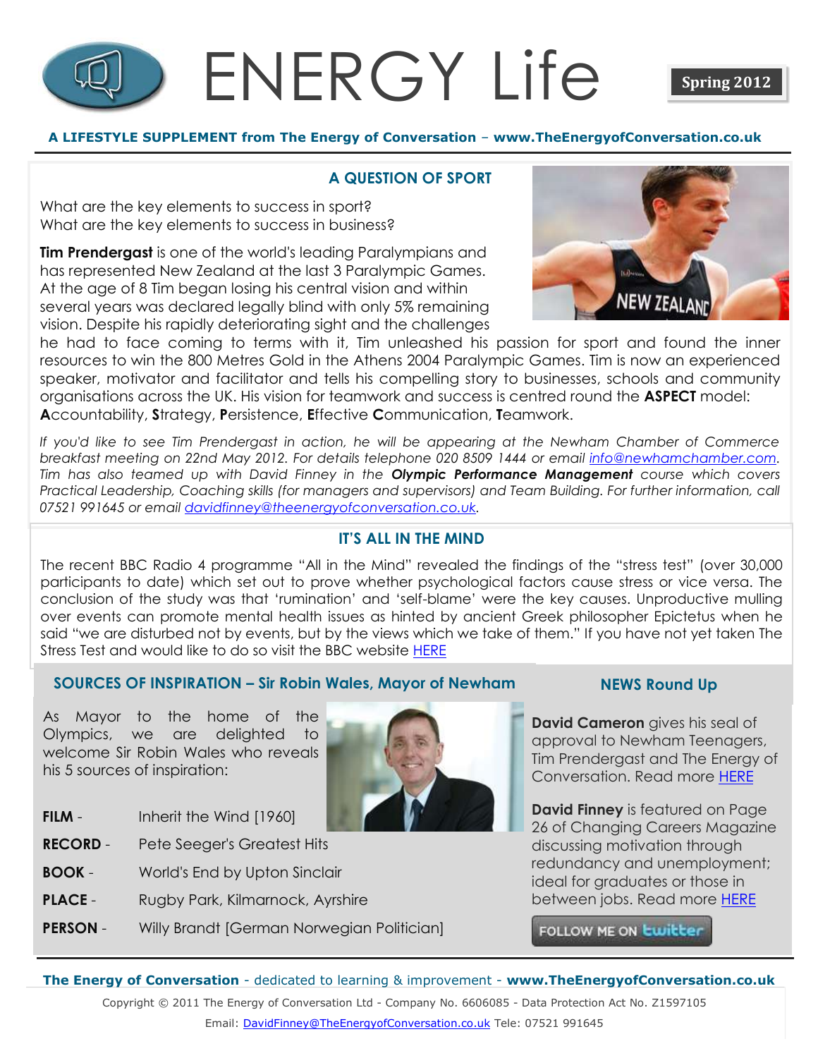# ENERGY Life

**Spring 2012**

**A LIFESTYLE SUPPLEMENT from The Energy of Conversation – www.TheEnergyofConversation.co.uk**

## A QUESTION OF SPORT

What are the key elements to success in sport?
What are the key elements to success in business?

**Tim Prendergast** is one of the world's leading Paralympians and has represented New Zealand at the last 3 Paralympic Games. At the age of 8 Tim began losing his central vision and within several years was declared legally blind with only 5% remaining vision. Despite his rapidly deteriorating sight and the challenges he had to face coming to terms with it, Tim unleashed his passion for sport and found the inner resources to win the 800 Metres Gold in the Athens 2004 Paralympic Games. Tim is now an experienced speaker, motivator and facilitator and tells his compelling story to businesses, schools and community organisations across the UK. His vision for teamwork and success is centred round the **ASPECT** model: **A**ccountability, **S**trategy, **P**ersistence, **E**ffective **C**ommunication, **T**eamwork.

*If you'd like to see Tim Prendergast in action, he will be appearing at the Newham Chamber of Commerce breakfast meeting on 22nd May 2012. For details telephone 020 8509 1444 or email info@newhamchamber.com. Tim has also teamed up with David Finney in the **Olympic Performance Management** course which covers Practical Leadership, Coaching skills (for managers and supervisors) and Team Building. For further information, call 07521 991645 or email davidfinney@theenergyofconversation.co.uk.*

## IT'S ALL IN THE MIND

The recent BBC Radio 4 programme "All in the Mind" revealed the findings of the "stress test" (over 30,000 participants to date) which set out to prove whether psychological factors cause stress or vice versa. The conclusion of the study was that 'rumination' and 'self-blame' were the key causes. Unproductive mulling over events can promote mental health issues as hinted by ancient Greek philosopher Epictetus when he said "we are disturbed not by events, but by the views which we take of them." If you have not yet taken The Stress Test and would like to do so visit the BBC website HERE

## SOURCES OF INSPIRATION – Sir Robin Wales, Mayor of Newham

As Mayor to the home of the Olympics, we are delighted to welcome Sir Robin Wales who reveals his 5 sources of inspiration:

| | |
|---|---|
| **FILM** - | Inherit the Wind [1960] |
| **RECORD** - | Pete Seeger's Greatest Hits |
| **BOOK** - | World's End by Upton Sinclair |
| **PLACE** - | Rugby Park, Kilmarnock, Ayrshire |
| **PERSON** - | Willy Brandt [German Norwegian Politician] |

## NEWS Round Up

**David Cameron** gives his seal of approval to Newham Teenagers, Tim Prendergast and The Energy of Conversation. Read more HERE

**David Finney** is featured on Page 26 of Changing Careers Magazine discussing motivation through redundancy and unemployment; ideal for graduates or those in between jobs. Read more HERE

FOLLOW ME ON twitter

**The Energy of Conversation** - dedicated to learning & improvement - **www.TheEnergyofConversation.co.uk**

Copyright © 2011 The Energy of Conversation Ltd - Company No. 6606085 - Data Protection Act No. Z1597105

Email: DavidFinney@TheEnergyofConversation.co.uk Tele: 07521 991645